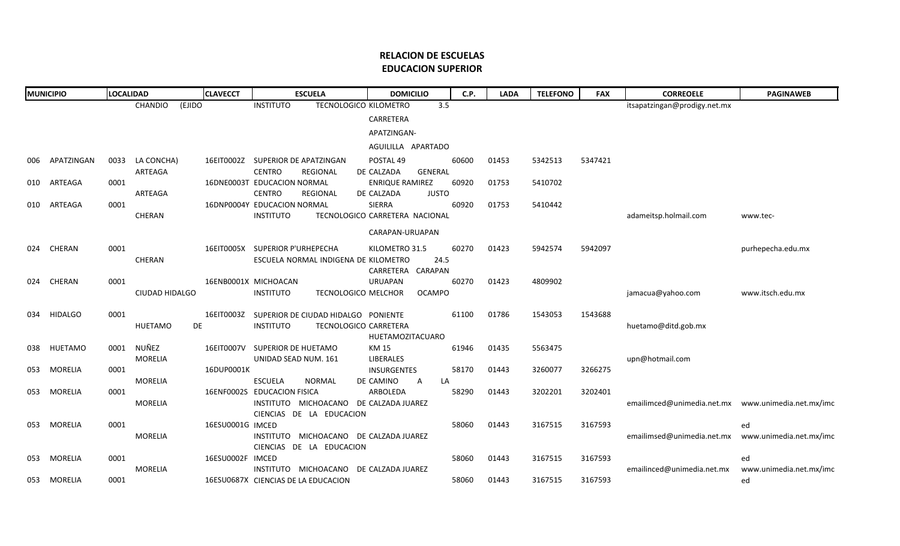# RELACION DE ESCUELAS
## EDUCACION SUPERIOR

| MUNICIPIO | | LOCALIDAD | | CLAVECCT | ESCUELA | DOMICILIO | C.P. | LADA | TELEFONO | FAX | CORREOELE | PAGINAWEB |
|---|---|---|---|---|---|---|---|---|---|---|---|---|
| 006 | APATZINGAN | 0033 | CHANDIO (EJIDO LA CONCHA) | 16EIT0002Z | INSTITUTO TECNOLOGICO SUPERIOR DE APATZINGAN | KILOMETRO 3.5 CARRETERA APATZINGAN-AGUILILLA APARTADO POSTAL 49 | 60600 | 01453 | 5342513 | 5347421 | itsapatzingan@prodigy.net.mx | |
| 010 | ARTEAGA | 0001 | ARTEAGA | 16DNE0003T | CENTRO REGIONAL DE EDUCACION NORMAL | CALZADA GENERAL ENRIQUE RAMIREZ | 60920 | 01753 | 5410702 | | | |
| 010 | ARTEAGA | 0001 | ARTEAGA | 16DNP0004Y | CENTRO REGIONAL DE EDUCACION NORMAL | CALZADA JUSTO SIERRA | 60920 | 01753 | 5410442 | | | |
| 024 | CHERAN | 0001 | CHERAN | 16EIT0005X | INSTITUTO TECNOLOGICO SUPERIOR P'URHEPECHA | CARRETERA NACIONAL CARAPAN-URUAPAN KILOMETRO 31.5 | 60270 | 01423 | 5942574 | 5942097 | adameitsp.holmail.com | www.tec-purhepecha.edu.mx |
| 024 | CHERAN | 0001 | CHERAN | 16ENB0001X | ESCUELA NORMAL INDIGENA DE MICHOACAN | KILOMETRO 24.5 CARRETERA CARAPAN URUAPAN | 60270 | 01423 | 4809902 | | | |
| 034 | HIDALGO | 0001 | CIUDAD HIDALGO | 16EIT0003Z | INSTITUTO TECNOLOGICO SUPERIOR DE CIUDAD HIDALGO | MELCHOR OCAMPO PONIENTE | 61100 | 01786 | 1543053 | 1543688 | jamacua@yahoo.com | www.itsch.edu.mx |
| 038 | HUETAMO | 0001 | HUETAMO DE NUÑEZ | 16EIT0007V | INSTITUTO TECNOLOGICO SUPERIOR DE HUETAMO | CARRETERA HUETAMOZITACUARO KM 15 | 61946 | 01435 | 5563475 | | huetamo@ditd.gob.mx | |
| 053 | MORELIA | 0001 | MORELIA | 16DUP0001K | UNIDAD SEAD NUM. 161 | LIBERALES INSURGENTES | 58170 | 01443 | 3260077 | 3266275 | upn@hotmail.com | |
| 053 | MORELIA | 0001 | MORELIA | 16ENF0002S | ESCUELA NORMAL DE EDUCACION FISICA | CAMINO A LA ARBOLEDA | 58290 | 01443 | 3202201 | 3202401 | | |
| 053 | MORELIA | 0001 | MORELIA | 16ESU0001G | INSTITUTO MICHOACANO DE CIENCIAS DE LA EDUCACION IMCED | CALZADA JUAREZ | 58060 | 01443 | 3167515 | 3167593 | emailimced@unimedia.net.mx | www.unimedia.net.mx/imced |
| 053 | MORELIA | 0001 | MORELIA | 16ESU0002F | INSTITUTO MICHOACANO DE CIENCIAS DE LA EDUCACION IMCED | CALZADA JUAREZ | 58060 | 01443 | 3167515 | 3167593 | emailimsed@unimedia.net.mx | www.unimedia.net.mx/imced |
| 053 | MORELIA | 0001 | MORELIA | 16ESU0687X | INSTITUTO MICHOACANO DE CIENCIAS DE LA EDUCACION | CALZADA JUAREZ | 58060 | 01443 | 3167515 | 3167593 | emailinced@unimedia.net.mx | www.unimedia.net.mx/imced |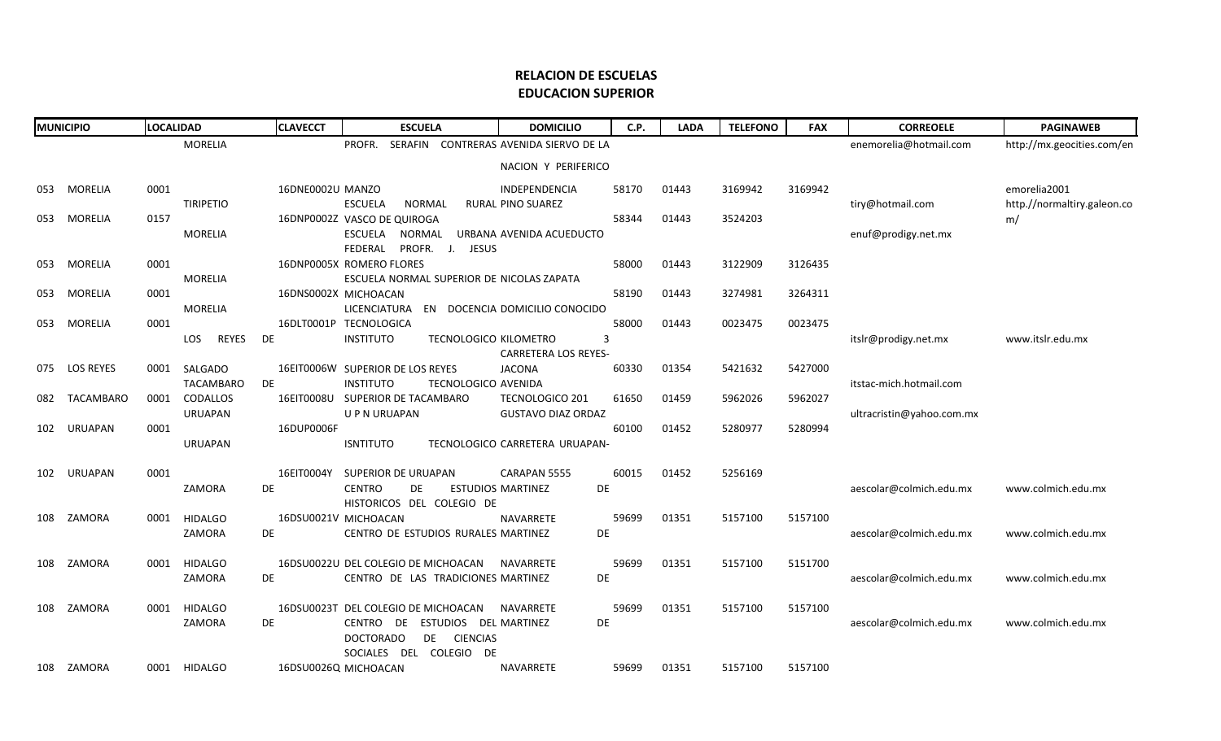# RELACION DE ESCUELAS
## EDUCACION SUPERIOR

| MUNICIPIO | LOCALIDAD | CLAVECCT | ESCUELA | DOMICILIO | C.P. | LADA | TELEFONO | FAX | CORREOELE | PAGINAWEB |
|---|---|---|---|---|---|---|---|---|---|---|
| | MORELIA | | PROFR. SERAFIN CONTRERAS | AVENIDA SIERVO DE LA | | | | | enemorelia@hotmail.com | http://mx.geocities.com/en |
| | | | | NACION Y PERIFERICO | | | | | | |
| 053 MORELIA | 0001 | 16DNE0002U | MANZO | INDEPENDENCIA | 58170 | 01443 | 3169942 | 3169942 | | emorelia2001 |
| | TIRIPETIO | | ESCUELA NORMAL RURAL | PINO SUAREZ | | | | | tiry@hotmail.com | http://normaltiry.galeon.co |
| 053 MORELIA | 0157 | 16DNP0002Z | VASCO DE QUIROGA | | 58344 | 01443 | 3524203 | | | m/ |
| | MORELIA | | ESCUELA NORMAL URBANA | AVENIDA ACUEDUCTO | | | | | enuf@prodigy.net.mx | |
| | | | FEDERAL PROFR. J. JESUS | | | | | | | |
| 053 MORELIA | 0001 | 16DNP0005X | ROMERO FLORES | | 58000 | 01443 | 3122909 | 3126435 | | |
| | MORELIA | | ESCUELA NORMAL SUPERIOR DE | NICOLAS ZAPATA | | | | | | |
| 053 MORELIA | 0001 | 16DNS0002X | MICHOACAN | | 58190 | 01443 | 3274981 | 3264311 | | |
| | MORELIA | | LICENCIATURA EN DOCENCIA | DOMICILIO CONOCIDO | | | | | | |
| 053 MORELIA | 0001 | 16DLT0001P | TECNOLOGICA | | 58000 | 01443 | 0023475 | 0023475 | | |
| | LOS REYES DE | | INSTITUTO TECNOLOGICO | KILOMETRO 3 | | | | | itslr@prodigy.net.mx | www.itslr.edu.mx |
| | | | | CARRETERA LOS REYES- | | | | | | |
| 075 LOS REYES | 0001 SALGADO | 16EIT0006W | SUPERIOR DE LOS REYES | JACONA | 60330 | 01354 | 5421632 | 5427000 | | |
| | TACAMBARO DE | | INSTITUTO TECNOLOGICO | AVENIDA | | | | | itstac-mich.hotmail.com | |
| 082 TACAMBARO | 0001 CODALLOS | 16EIT0008U | SUPERIOR DE TACAMBARO | TECNOLOGICO 201 | 61650 | 01459 | 5962026 | 5962027 | | |
| | URUAPAN | | U P N URUAPAN | GUSTAVO DIAZ ORDAZ | | | | | ultracristin@yahoo.com.mx | |
| 102 URUAPAN | 0001 | 16DUP0006F | | | 60100 | 01452 | 5280977 | 5280994 | | |
| | URUAPAN | | ISNTITUTO TECNOLOGICO | CARRETERA URUAPAN- | | | | | | |
| 102 URUAPAN | 0001 | 16EIT0004Y | SUPERIOR DE URUAPAN | CARAPAN 5555 | 60015 | 01452 | 5256169 | | | |
| | ZAMORA DE | | CENTRO DE ESTUDIOS | MARTINEZ DE | | | | | aescolar@colmich.edu.mx | www.colmich.edu.mx |
| | | | HISTORICOS DEL COLEGIO DE | | | | | | | |
| 108 ZAMORA | 0001 HIDALGO | 16DSU0021V | MICHOACAN | NAVARRETE | 59699 | 01351 | 5157100 | 5157100 | | |
| | ZAMORA DE | | CENTRO DE ESTUDIOS RURALES | MARTINEZ DE | | | | | aescolar@colmich.edu.mx | www.colmich.edu.mx |
| 108 ZAMORA | 0001 HIDALGO | 16DSU0022U | DEL COLEGIO DE MICHOACAN | NAVARRETE | 59699 | 01351 | 5157100 | 5151700 | | |
| | ZAMORA DE | | CENTRO DE LAS TRADICIONES | MARTINEZ DE | | | | | aescolar@colmich.edu.mx | www.colmich.edu.mx |
| 108 ZAMORA | 0001 HIDALGO | 16DSU0023T | DEL COLEGIO DE MICHOACAN | NAVARRETE | 59699 | 01351 | 5157100 | 5157100 | | |
| | ZAMORA DE | | CENTRO DE ESTUDIOS DEL | MARTINEZ DE | | | | | aescolar@colmich.edu.mx | www.colmich.edu.mx |
| | | | DOCTORADO DE CIENCIAS | | | | | | | |
| | | | SOCIALES DEL COLEGIO DE | | | | | | | |
| 108 ZAMORA | 0001 HIDALGO | 16DSU0026Q | MICHOACAN | NAVARRETE | 59699 | 01351 | 5157100 | 5157100 | | |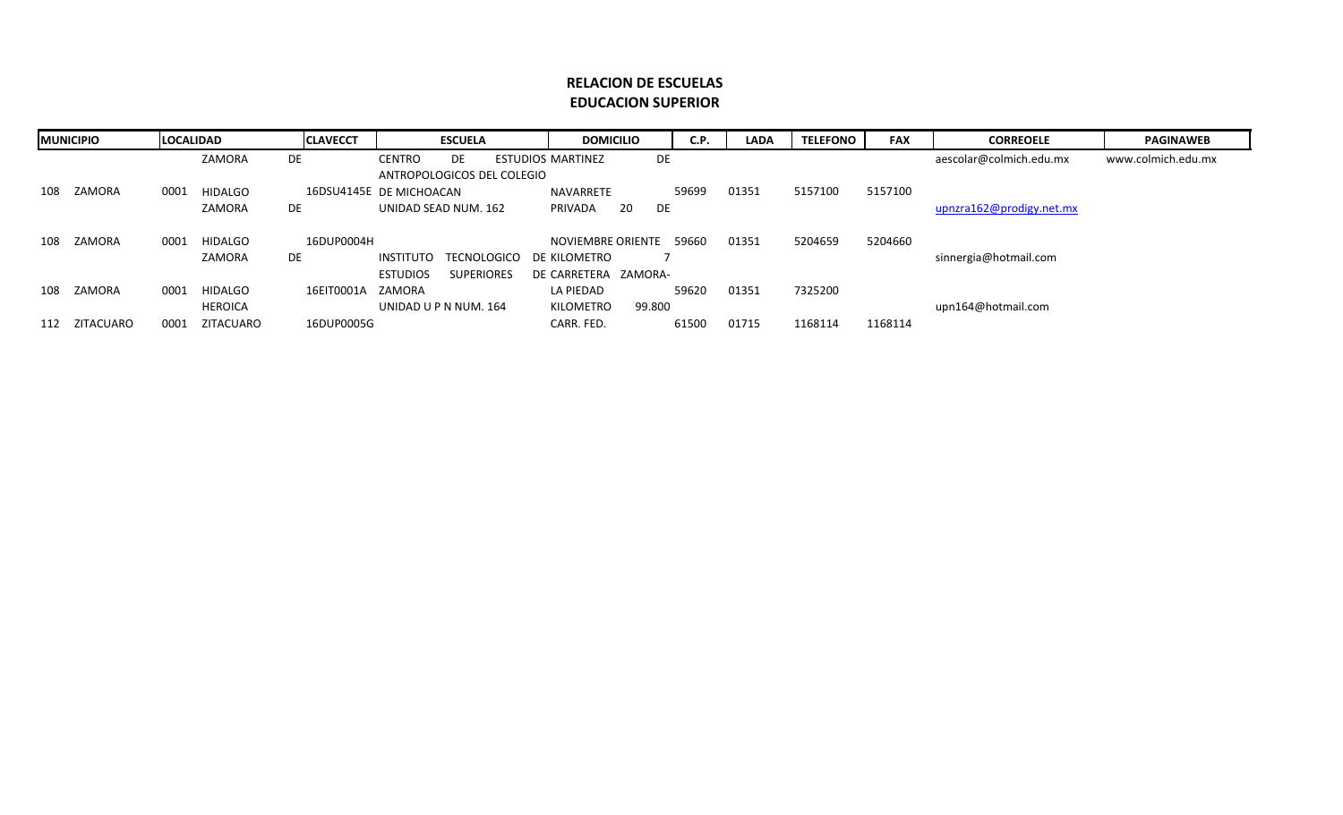# RELACION DE ESCUELAS
## EDUCACION SUPERIOR

| MUNICIPIO | LOCALIDAD | CLAVECCT | ESCUELA | DOMICILIO | C.P. | LADA | TELEFONO | FAX | CORREOELE | PAGINAWEB |
|---|---|---|---|---|---|---|---|---|---|---|
| 108 ZAMORA | 0001 ZAMORA DE HIDALGO | 16DSU4145E | CENTRO DE ESTUDIOS ANTROPOLOGICOS DEL COLEGIO DE MICHOACAN | MARTINEZ DE NAVARRETE | 59699 | 01351 | 5157100 | 5157100 | aescolar@colmich.edu.mx | www.colmich.edu.mx |
| 108 ZAMORA | 0001 ZAMORA DE HIDALGO | 16DUP0004H | UNIDAD SEAD NUM. 162 | PRIVADA 20 DE NOVIEMBRE ORIENTE | 59660 | 01351 | 5204659 | 5204660 | upnzra162@prodigy.net.mx | |
| 108 ZAMORA | 0001 ZAMORA DE HIDALGO | 16EIT0001A | INSTITUTO TECNOLOGICO DE ESTUDIOS SUPERIORES ZAMORA | KILOMETRO 7 DE CARRETERA ZAMORA-LA PIEDAD | 59620 | 01351 | 7325200 | | sinnergia@hotmail.com | |
| 112 ZITACUARO | 0001 HEROICA ZITACUARO | 16DUP0005G | UNIDAD U P N NUM. 164 | KILOMETRO 99.800 CARR. FED. | 61500 | 01715 | 1168114 | 1168114 | upn164@hotmail.com | |